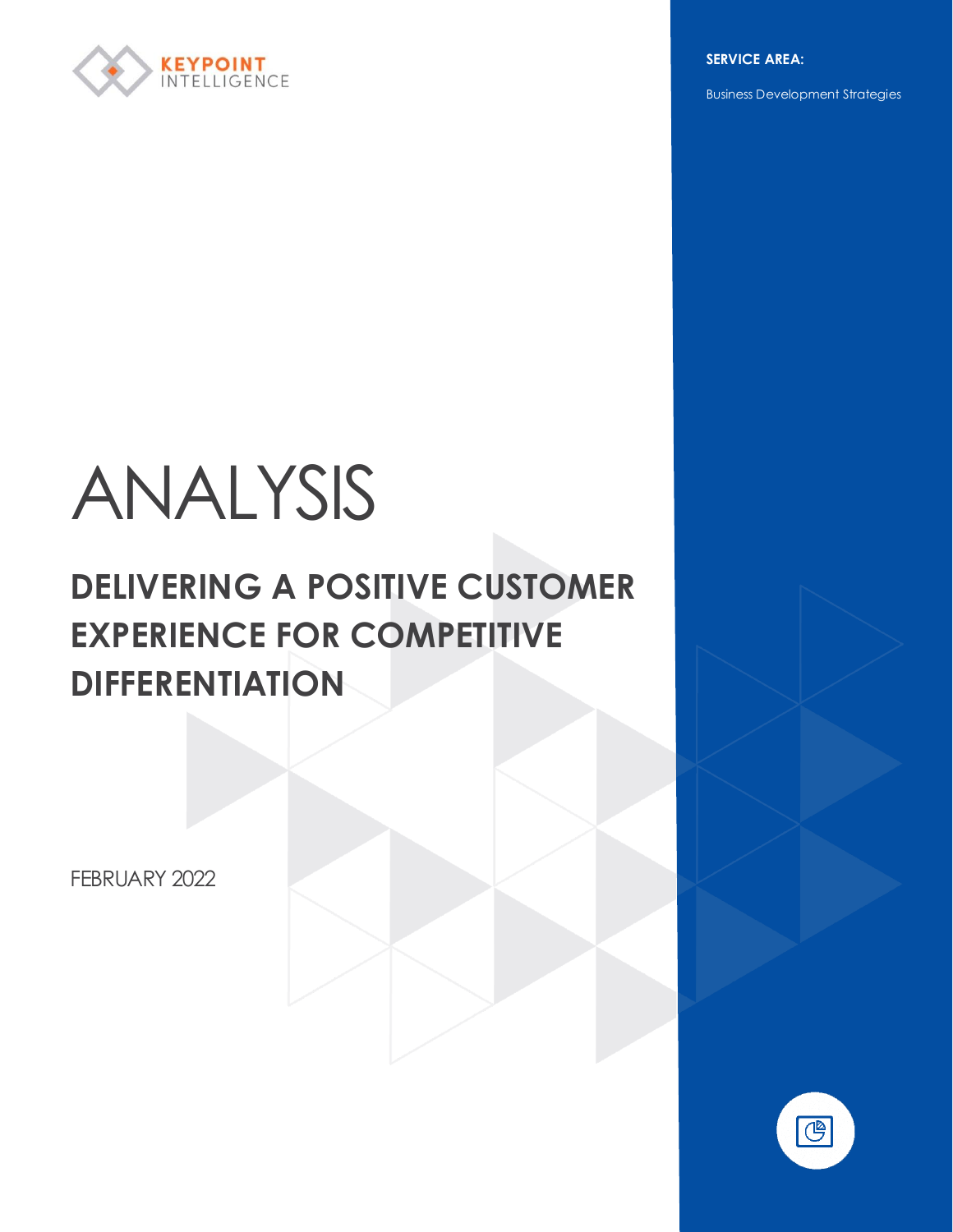KEYPOINT INTELLIGENCE

**SERVICE AREA:**

Business Development Strategies

# ANALYSIS

## DELIVERING A POSITIVE CUSTOMER EXPERIENCE FOR COMPETITIVE DIFFERENTIATION

FEBRUARY 2022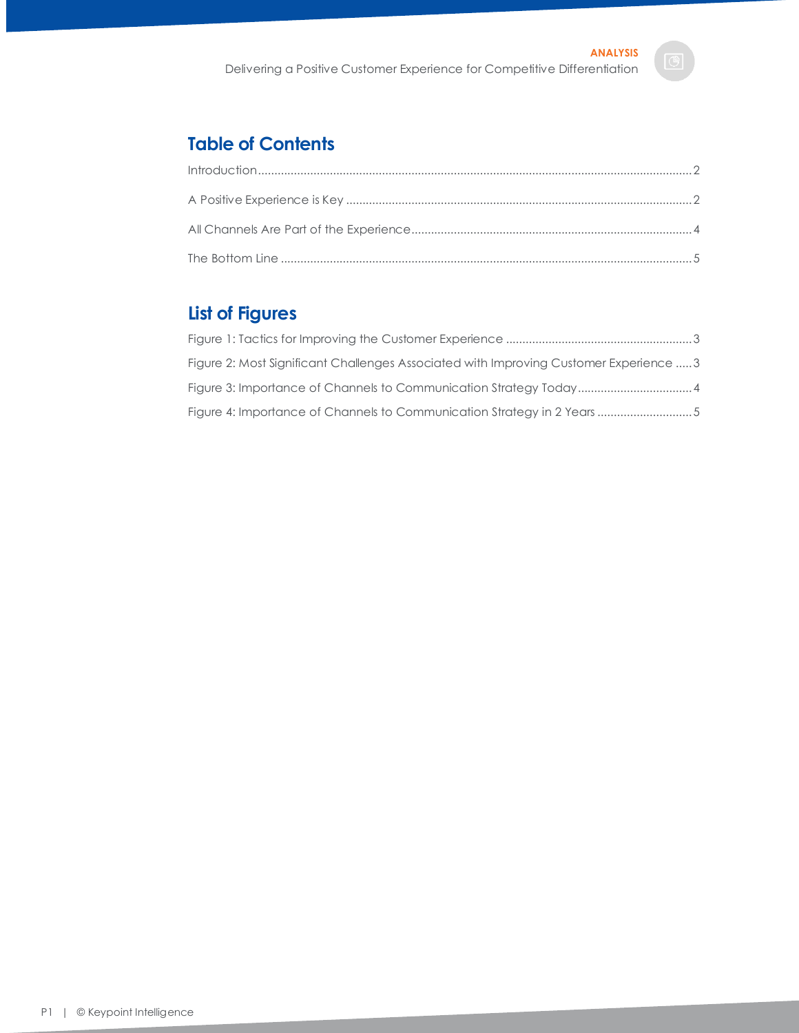## Table of Contents

Introduction.....2

A Positive Experience is Key.....2

All Channels Are Part of the Experience.....4

The Bottom Line.....5

## List of Figures

Figure 1: Tactics for Improving the Customer Experience.....3

Figure 2: Most Significant Challenges Associated with Improving Customer Experience.....3

Figure 3: Importance of Channels to Communication Strategy Today.....4

Figure 4: Importance of Channels to Communication Strategy in 2 Years.....5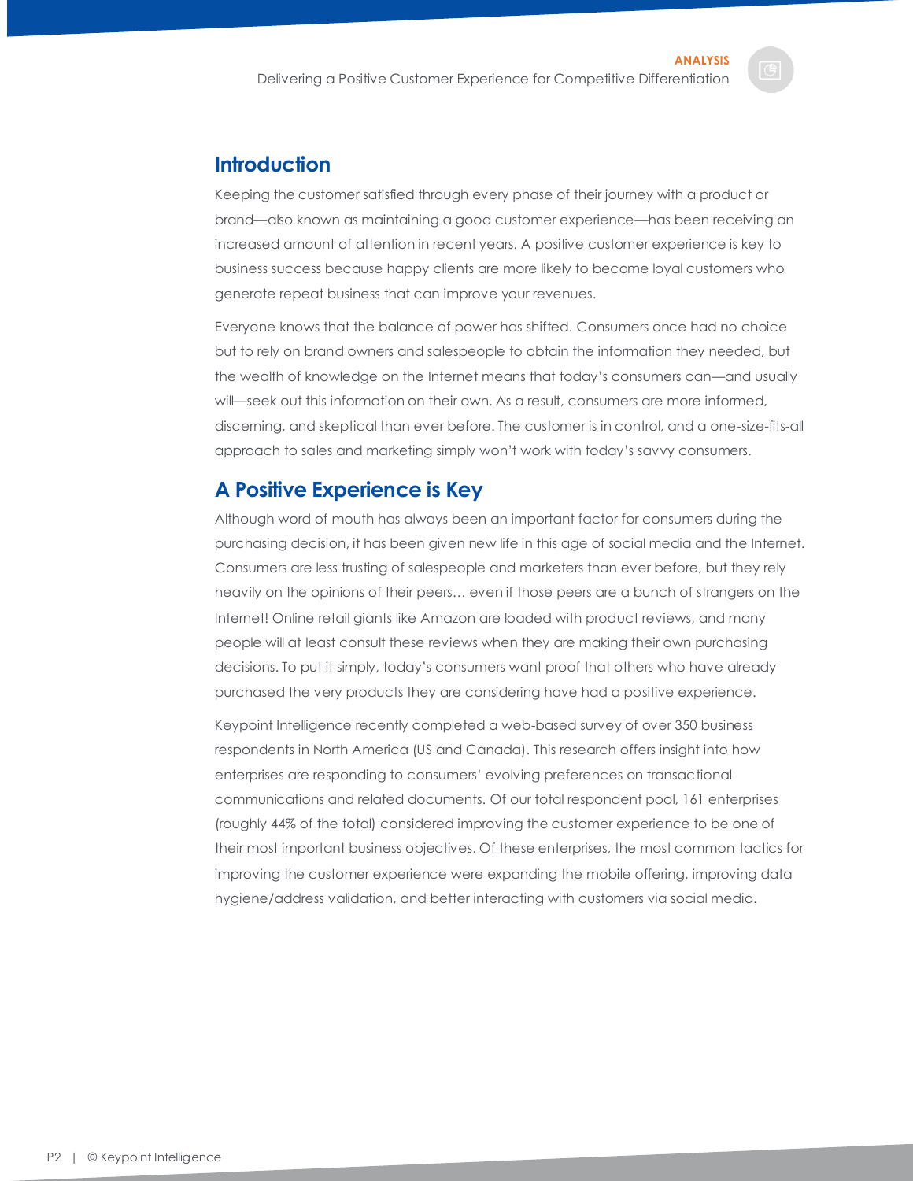## Introduction

Keeping the customer satisfied through every phase of their journey with a product or brand—also known as maintaining a good customer experience—has been receiving an increased amount of attention in recent years. A positive customer experience is key to business success because happy clients are more likely to become loyal customers who generate repeat business that can improve your revenues.

Everyone knows that the balance of power has shifted. Consumers once had no choice but to rely on brand owners and salespeople to obtain the information they needed, but the wealth of knowledge on the Internet means that today's consumers can—and usually will—seek out this information on their own. As a result, consumers are more informed, discerning, and skeptical than ever before. The customer is in control, and a one-size-fits-all approach to sales and marketing simply won't work with today's savvy consumers.

## A Positive Experience is Key

Although word of mouth has always been an important factor for consumers during the purchasing decision, it has been given new life in this age of social media and the Internet. Consumers are less trusting of salespeople and marketers than ever before, but they rely heavily on the opinions of their peers… even if those peers are a bunch of strangers on the Internet! Online retail giants like Amazon are loaded with product reviews, and many people will at least consult these reviews when they are making their own purchasing decisions. To put it simply, today's consumers want proof that others who have already purchased the very products they are considering have had a positive experience.

Keypoint Intelligence recently completed a web-based survey of over 350 business respondents in North America (US and Canada). This research offers insight into how enterprises are responding to consumers' evolving preferences on transactional communications and related documents. Of our total respondent pool, 161 enterprises (roughly 44% of the total) considered improving the customer experience to be one of their most important business objectives. Of these enterprises, the most common tactics for improving the customer experience were expanding the mobile offering, improving data hygiene/address validation, and better interacting with customers via social media.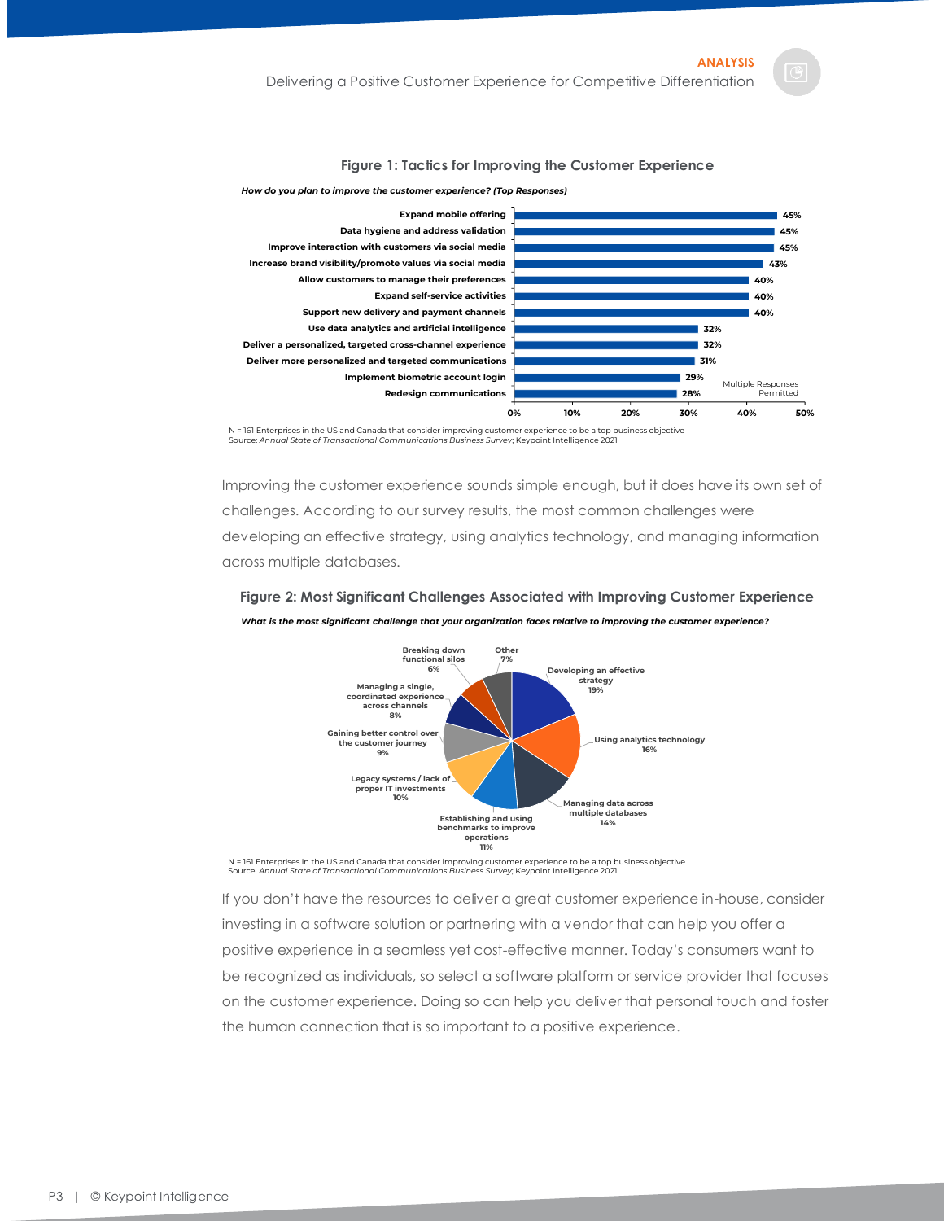**Figure 1: Tactics for Improving the Customer Experience**

*How do you plan to improve the customer experience? (Top Responses)*

| Tactic | Percentage |
|---|---|
| Expand mobile offering | 45% |
| Data hygiene and address validation | 45% |
| Improve interaction with customers via social media | 45% |
| Increase brand visibility/promote values via social media | 43% |
| Allow customers to manage their preferences | 40% |
| Expand self-service activities | 40% |
| Support new delivery and payment channels | 40% |
| Use data analytics and artificial intelligence | 32% |
| Deliver a personalized, targeted cross-channel experience | 32% |
| Deliver more personalized and targeted communications | 31% |
| Implement biometric account login | 29% |
| Redesign communications | 28% |

Multiple Responses Permitted

N = 161 Enterprises in the US and Canada that consider improving customer experience to be a top business objective
Source: *Annual State of Transactional Communications Business Survey*; Keypoint Intelligence 2021

Improving the customer experience sounds simple enough, but it does have its own set of challenges. According to our survey results, the most common challenges were developing an effective strategy, using analytics technology, and managing information across multiple databases.

**Figure 2: Most Significant Challenges Associated with Improving Customer Experience**

*What is the most significant challenge that your organization faces relative to improving the customer experience?*

| Challenge | Percentage |
|---|---|
| Developing an effective strategy | 19% |
| Using analytics technology | 16% |
| Managing data across multiple databases | 14% |
| Establishing and using benchmarks to improve operations | 11% |
| Legacy systems / lack of proper IT investments | 10% |
| Gaining better control over the customer journey | 9% |
| Managing a single, coordinated experience across channels | 8% |
| Breaking down functional silos | 6% |
| Other | 7% |

N = 161 Enterprises in the US and Canada that consider improving customer experience to be a top business objective
Source: *Annual State of Transactional Communications Business Survey*; Keypoint Intelligence 2021

If you don't have the resources to deliver a great customer experience in-house, consider investing in a software solution or partnering with a vendor that can help you offer a positive experience in a seamless yet cost-effective manner. Today's consumers want to be recognized as individuals, so select a software platform or service provider that focuses on the customer experience. Doing so can help you deliver that personal touch and foster the human connection that is so important to a positive experience.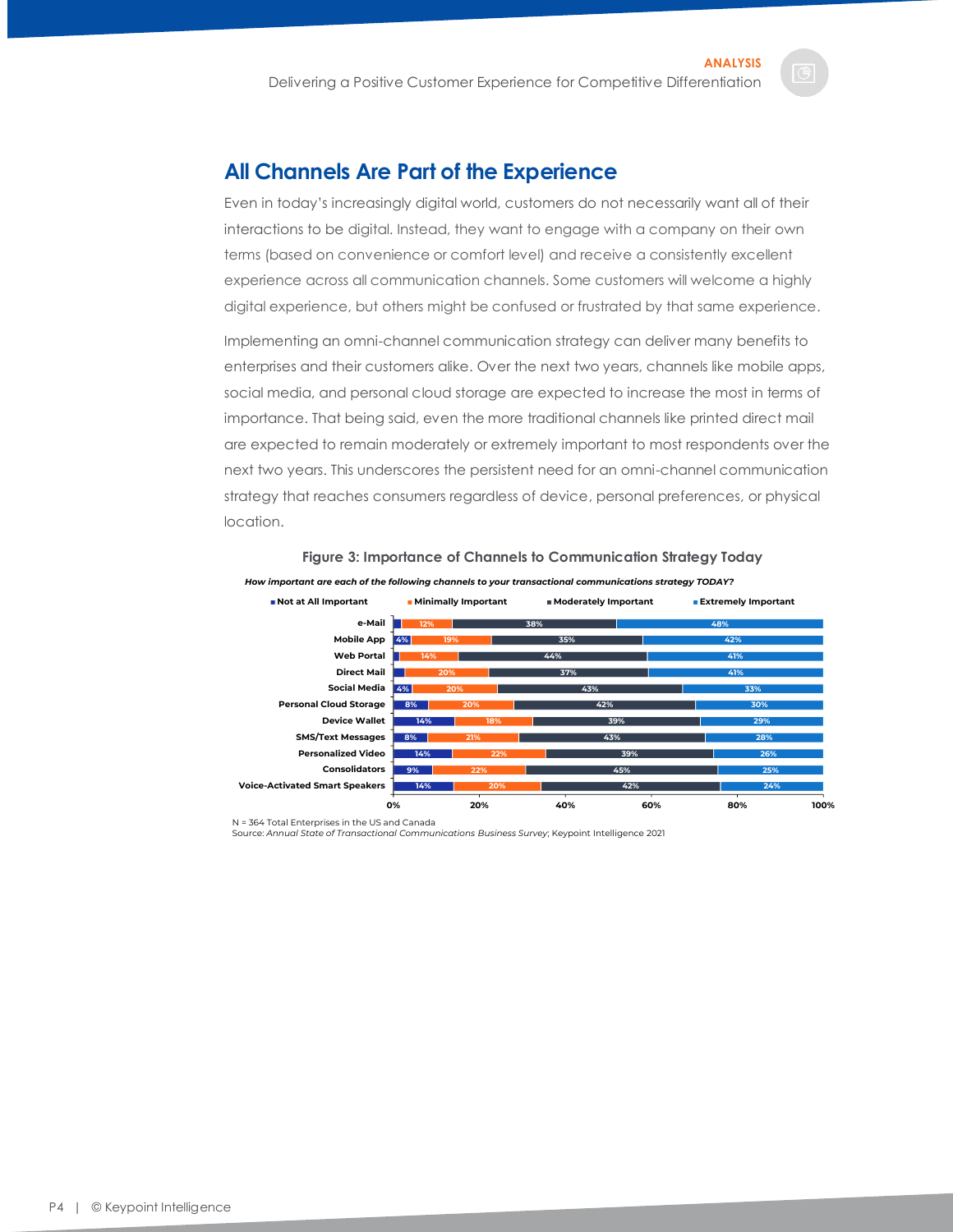## All Channels Are Part of the Experience

Even in today's increasingly digital world, customers do not necessarily want all of their interactions to be digital. Instead, they want to engage with a company on their own terms (based on convenience or comfort level) and receive a consistently excellent experience across all communication channels. Some customers will welcome a highly digital experience, but others might be confused or frustrated by that same experience.

Implementing an omni-channel communication strategy can deliver many benefits to enterprises and their customers alike. Over the next two years, channels like mobile apps, social media, and personal cloud storage are expected to increase the most in terms of importance. That being said, even the more traditional channels like printed direct mail are expected to remain moderately or extremely important to most respondents over the next two years. This underscores the persistent need for an omni-channel communication strategy that reaches consumers regardless of device, personal preferences, or physical location.

**Figure 3: Importance of Channels to Communication Strategy Today**

*How important are each of the following channels to your transactional communications strategy TODAY?*

| Channel | Not at All Important | Minimally Important | Moderately Important | Extremely Important |
|---|---|---|---|---|
| e-Mail | | 12% | 38% | 48% |
| Mobile App | 4% | 19% | 35% | 42% |
| Web Portal | | 14% | 44% | 41% |
| Direct Mail | | 20% | 37% | 41% |
| Social Media | 4% | 20% | 43% | 33% |
| Personal Cloud Storage | 8% | 20% | 42% | 30% |
| Device Wallet | 14% | 18% | 39% | 29% |
| SMS/Text Messages | 8% | 21% | 43% | 28% |
| Personalized Video | 14% | 22% | 39% | 26% |
| Consolidators | 9% | 22% | 45% | 25% |
| Voice-Activated Smart Speakers | 14% | 20% | 42% | 24% |

N = 364 Total Enterprises in the US and Canada
Source: *Annual State of Transactional Communications Business Survey*; Keypoint Intelligence 2021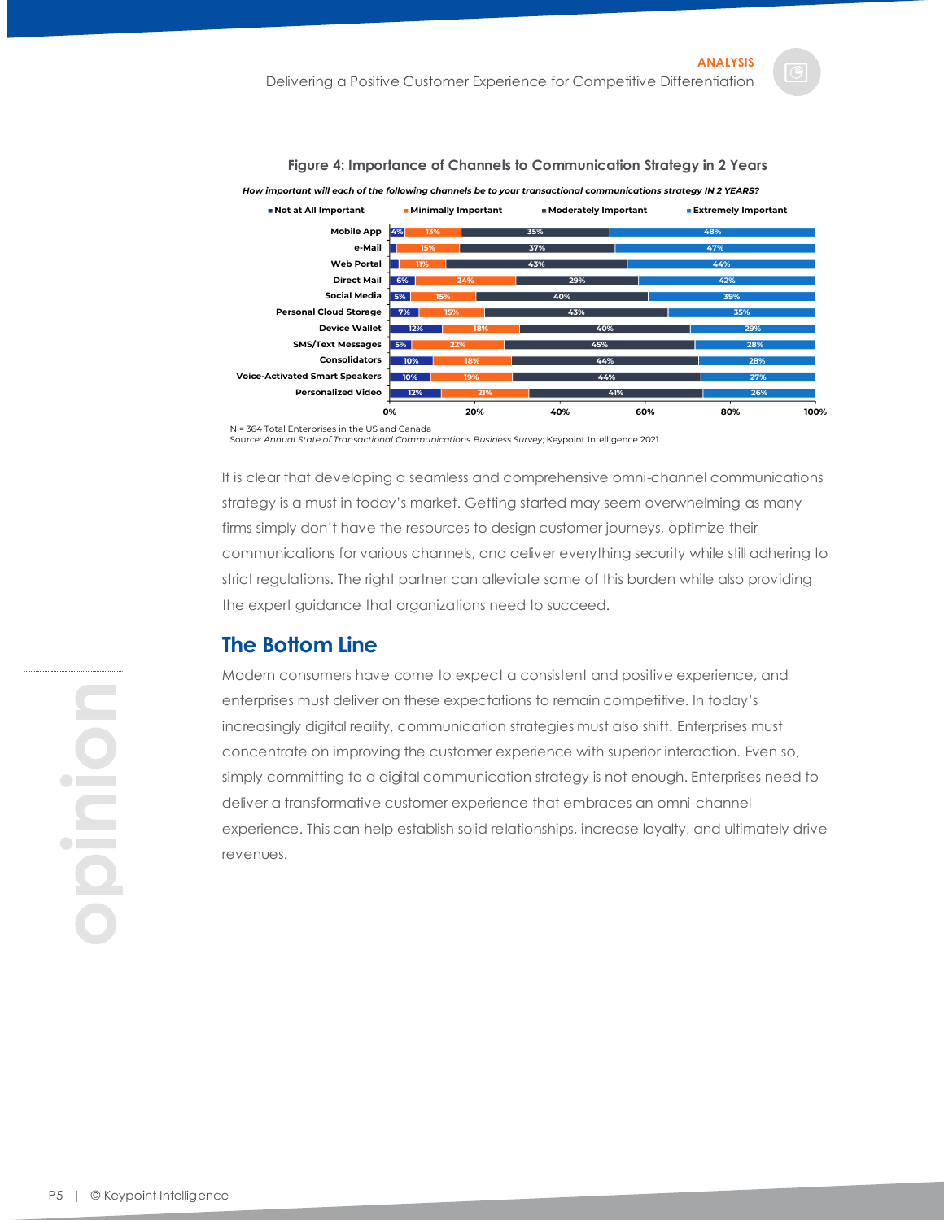**Figure 4: Importance of Channels to Communication Strategy in 2 Years**

*How important will each of the following channels be to your transactional communications strategy IN 2 YEARS?*

| Channel | Not at All Important | Minimally Important | Moderately Important | Extremely Important |
|---|---|---|---|---|
| Mobile App | 4% | 13% | 35% | 48% |
| e-Mail | | 15% | 37% | 47% |
| Web Portal | | 11% | 43% | 44% |
| Direct Mail | 6% | 24% | 29% | 42% |
| Social Media | 5% | 15% | 40% | 39% |
| Personal Cloud Storage | 7% | 15% | 43% | 35% |
| Device Wallet | 12% | 18% | 40% | 29% |
| SMS/Text Messages | 5% | 22% | 45% | 28% |
| Consolidators | 10% | 18% | 44% | 28% |
| Voice-Activated Smart Speakers | 10% | 19% | 44% | 27% |
| Personalized Video | 12% | 21% | 41% | 26% |

N = 364 Total Enterprises in the US and Canada
Source: *Annual State of Transactional Communications Business Survey*; Keypoint Intelligence 2021

It is clear that developing a seamless and comprehensive omni-channel communications strategy is a must in today's market. Getting started may seem overwhelming as many firms simply don't have the resources to design customer journeys, optimize their communications for various channels, and deliver everything security while still adhering to strict regulations. The right partner can alleviate some of this burden while also providing the expert guidance that organizations need to succeed.

## The Bottom Line

Modern consumers have come to expect a consistent and positive experience, and enterprises must deliver on these expectations to remain competitive. In today's increasingly digital reality, communication strategies must also shift. Enterprises must concentrate on improving the customer experience with superior interaction. Even so, simply committing to a digital communication strategy is not enough. Enterprises need to deliver a transformative customer experience that embraces an omni-channel experience. This can help establish solid relationships, increase loyalty, and ultimately drive revenues.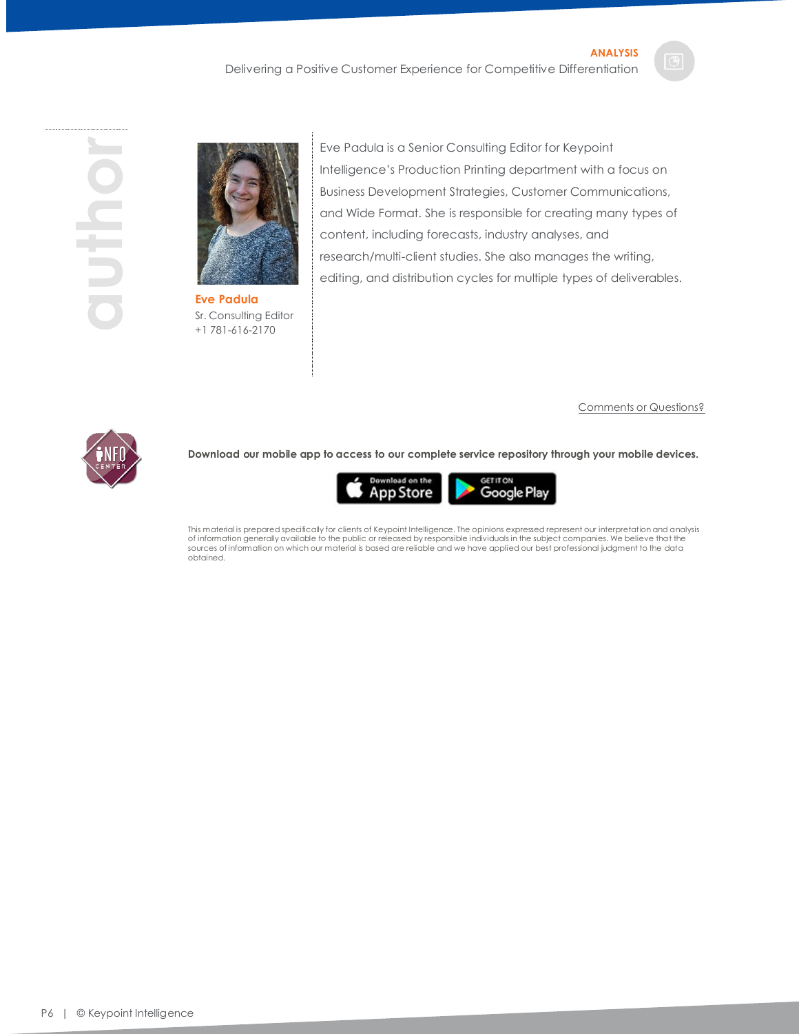# author

**Eve Padula**
Sr. Consulting Editor
+1 781-616-2170

Eve Padula is a Senior Consulting Editor for Keypoint Intelligence's Production Printing department with a focus on Business Development Strategies, Customer Communications, and Wide Format. She is responsible for creating many types of content, including forecasts, industry analyses, and research/multi-client studies. She also manages the writing, editing, and distribution cycles for multiple types of deliverables.

Comments or Questions?

**Download our mobile app to access to our complete service repository through your mobile devices.**

This material is prepared specifically for clients of Keypoint Intelligence. The opinions expressed represent our interpretation and analysis of information generally available to the public or released by responsible individuals in the subject companies. We believe that the sources of information on which our material is based are reliable and we have applied our best professional judgment to the data obtained.